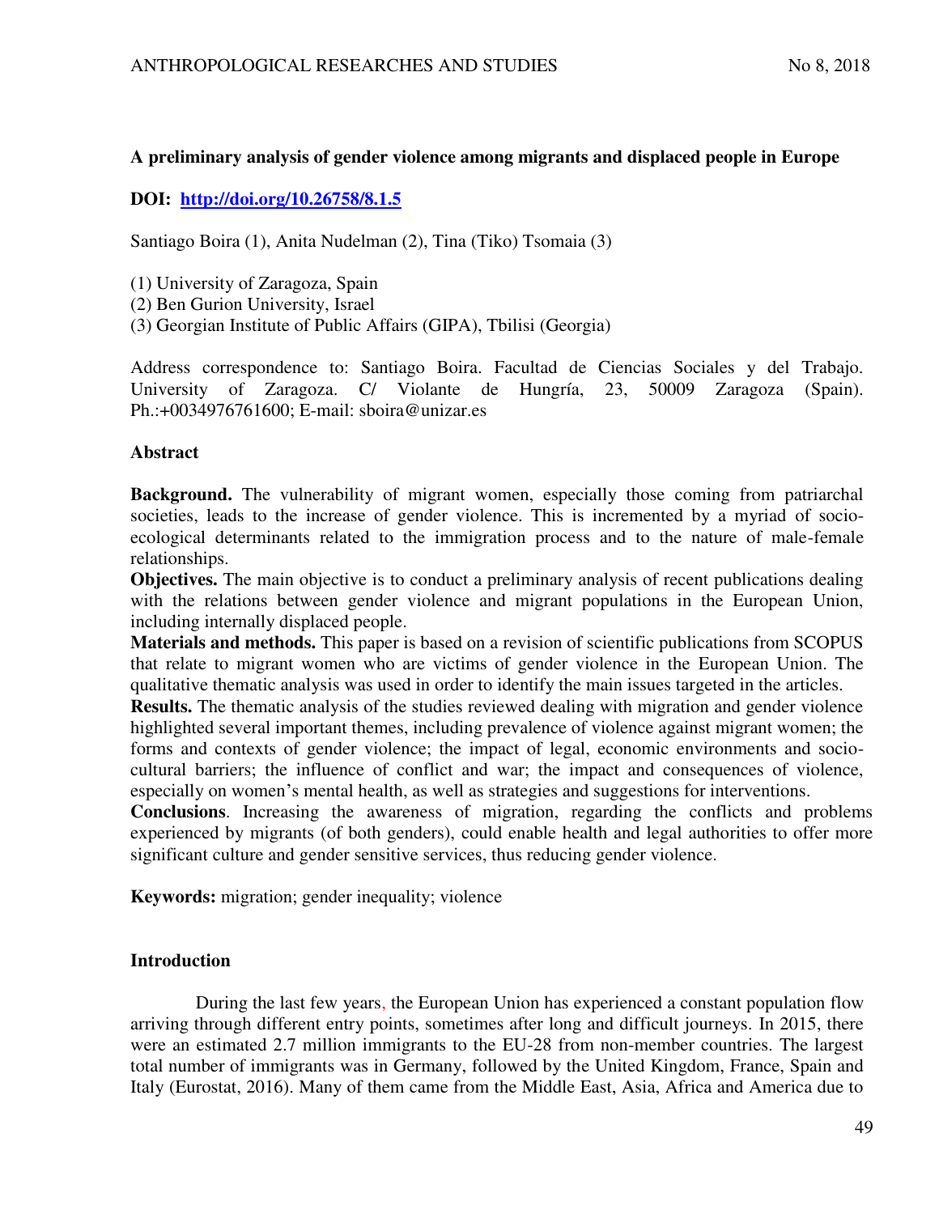# A preliminary analysis of gender violence among migrants and displaced people in Europe

**DOI: [http://doi.org/10.26758/8.1.5](http://doi.org/10.26758/8.1.5)**

Santiago Boira (1), Anita Nudelman (2), Tina (Tiko) Tsomaia (3)

(1) University of Zaragoza, Spain
(2) Ben Gurion University, Israel
(3) Georgian Institute of Public Affairs (GIPA), Tbilisi (Georgia)

Address correspondence to: Santiago Boira. Facultad de Ciencias Sociales y del Trabajo. University of Zaragoza. C/ Violante de Hungría, 23, 50009 Zaragoza (Spain). Ph.:+0034976761600; E-mail: sboira@unizar.es

## Abstract

**Background.** The vulnerability of migrant women, especially those coming from patriarchal societies, leads to the increase of gender violence. This is incremented by a myriad of socio-ecological determinants related to the immigration process and to the nature of male-female relationships.

**Objectives.** The main objective is to conduct a preliminary analysis of recent publications dealing with the relations between gender violence and migrant populations in the European Union, including internally displaced people.

**Materials and methods.** This paper is based on a revision of scientific publications from SCOPUS that relate to migrant women who are victims of gender violence in the European Union. The qualitative thematic analysis was used in order to identify the main issues targeted in the articles.

**Results.** The thematic analysis of the studies reviewed dealing with migration and gender violence highlighted several important themes, including prevalence of violence against migrant women; the forms and contexts of gender violence; the impact of legal, economic environments and socio-cultural barriers; the influence of conflict and war; the impact and consequences of violence, especially on women's mental health, as well as strategies and suggestions for interventions.

**Conclusions**. Increasing the awareness of migration, regarding the conflicts and problems experienced by migrants (of both genders), could enable health and legal authorities to offer more significant culture and gender sensitive services, thus reducing gender violence.

**Keywords:** migration; gender inequality; violence

## Introduction

During the last few years, the European Union has experienced a constant population flow arriving through different entry points, sometimes after long and difficult journeys. In 2015, there were an estimated 2.7 million immigrants to the EU-28 from non-member countries. The largest total number of immigrants was in Germany, followed by the United Kingdom, France, Spain and Italy (Eurostat, 2016). Many of them came from the Middle East, Asia, Africa and America due to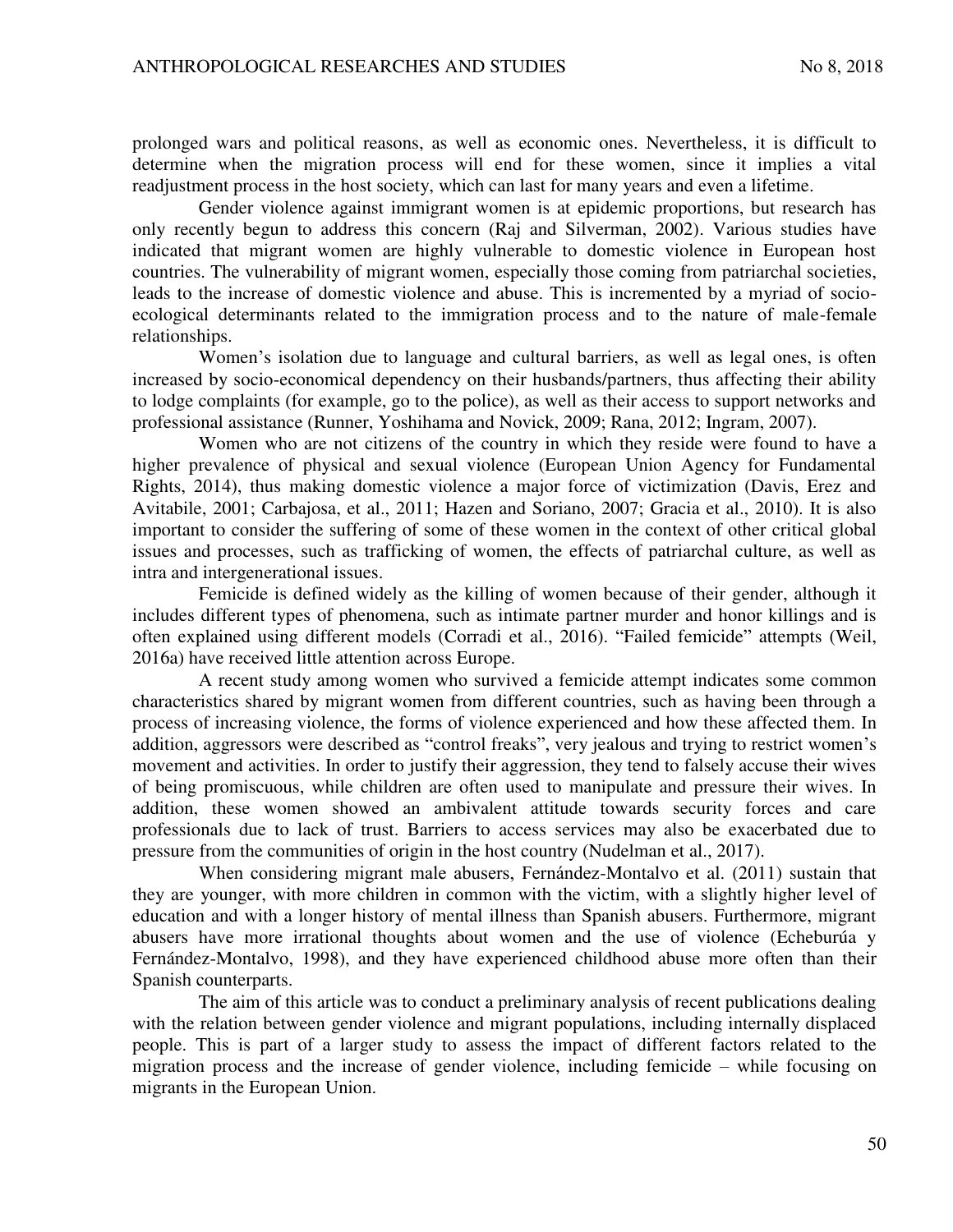prolonged wars and political reasons, as well as economic ones. Nevertheless, it is difficult to determine when the migration process will end for these women, since it implies a vital readjustment process in the host society, which can last for many years and even a lifetime.

Gender violence against immigrant women is at epidemic proportions, but research has only recently begun to address this concern (Raj and Silverman, 2002). Various studies have indicated that migrant women are highly vulnerable to domestic violence in European host countries. The vulnerability of migrant women, especially those coming from patriarchal societies, leads to the increase of domestic violence and abuse. This is incremented by a myriad of socio-ecological determinants related to the immigration process and to the nature of male-female relationships.

Women's isolation due to language and cultural barriers, as well as legal ones, is often increased by socio-economical dependency on their husbands/partners, thus affecting their ability to lodge complaints (for example, go to the police), as well as their access to support networks and professional assistance (Runner, Yoshihama and Novick, 2009; Rana, 2012; Ingram, 2007).

Women who are not citizens of the country in which they reside were found to have a higher prevalence of physical and sexual violence (European Union Agency for Fundamental Rights, 2014), thus making domestic violence a major force of victimization (Davis, Erez and Avitabile, 2001; Carbajosa, et al., 2011; Hazen and Soriano, 2007; Gracia et al., 2010). It is also important to consider the suffering of some of these women in the context of other critical global issues and processes, such as trafficking of women, the effects of patriarchal culture, as well as intra and intergenerational issues.

Femicide is defined widely as the killing of women because of their gender, although it includes different types of phenomena, such as intimate partner murder and honor killings and is often explained using different models (Corradi et al., 2016). "Failed femicide" attempts (Weil, 2016a) have received little attention across Europe.

A recent study among women who survived a femicide attempt indicates some common characteristics shared by migrant women from different countries, such as having been through a process of increasing violence, the forms of violence experienced and how these affected them. In addition, aggressors were described as "control freaks", very jealous and trying to restrict women's movement and activities. In order to justify their aggression, they tend to falsely accuse their wives of being promiscuous, while children are often used to manipulate and pressure their wives. In addition, these women showed an ambivalent attitude towards security forces and care professionals due to lack of trust. Barriers to access services may also be exacerbated due to pressure from the communities of origin in the host country (Nudelman et al., 2017).

When considering migrant male abusers, Fernández-Montalvo et al. (2011) sustain that they are younger, with more children in common with the victim, with a slightly higher level of education and with a longer history of mental illness than Spanish abusers. Furthermore, migrant abusers have more irrational thoughts about women and the use of violence (Echeburúa y Fernández-Montalvo, 1998), and they have experienced childhood abuse more often than their Spanish counterparts.

The aim of this article was to conduct a preliminary analysis of recent publications dealing with the relation between gender violence and migrant populations, including internally displaced people. This is part of a larger study to assess the impact of different factors related to the migration process and the increase of gender violence, including femicide – while focusing on migrants in the European Union.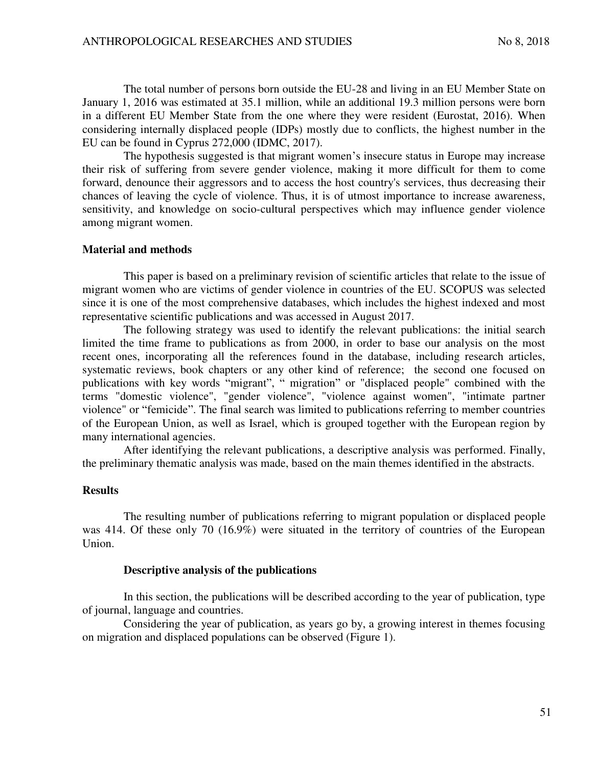The total number of persons born outside the EU-28 and living in an EU Member State on January 1, 2016 was estimated at 35.1 million, while an additional 19.3 million persons were born in a different EU Member State from the one where they were resident (Eurostat, 2016). When considering internally displaced people (IDPs) mostly due to conflicts, the highest number in the EU can be found in Cyprus 272,000 (IDMC, 2017).

The hypothesis suggested is that migrant women's insecure status in Europe may increase their risk of suffering from severe gender violence, making it more difficult for them to come forward, denounce their aggressors and to access the host country's services, thus decreasing their chances of leaving the cycle of violence. Thus, it is of utmost importance to increase awareness, sensitivity, and knowledge on socio-cultural perspectives which may influence gender violence among migrant women.

## Material and methods

This paper is based on a preliminary revision of scientific articles that relate to the issue of migrant women who are victims of gender violence in countries of the EU. SCOPUS was selected since it is one of the most comprehensive databases, which includes the highest indexed and most representative scientific publications and was accessed in August 2017.

The following strategy was used to identify the relevant publications: the initial search limited the time frame to publications as from 2000, in order to base our analysis on the most recent ones, incorporating all the references found in the database, including research articles, systematic reviews, book chapters or any other kind of reference; the second one focused on publications with key words "migrant", " migration" or "displaced people" combined with the terms "domestic violence", "gender violence", "violence against women", "intimate partner violence" or "femicide". The final search was limited to publications referring to member countries of the European Union, as well as Israel, which is grouped together with the European region by many international agencies.

After identifying the relevant publications, a descriptive analysis was performed. Finally, the preliminary thematic analysis was made, based on the main themes identified in the abstracts.

## Results

The resulting number of publications referring to migrant population or displaced people was 414. Of these only 70 (16.9%) were situated in the territory of countries of the European Union.

### Descriptive analysis of the publications

In this section, the publications will be described according to the year of publication, type of journal, language and countries.

Considering the year of publication, as years go by, a growing interest in themes focusing on migration and displaced populations can be observed (Figure 1).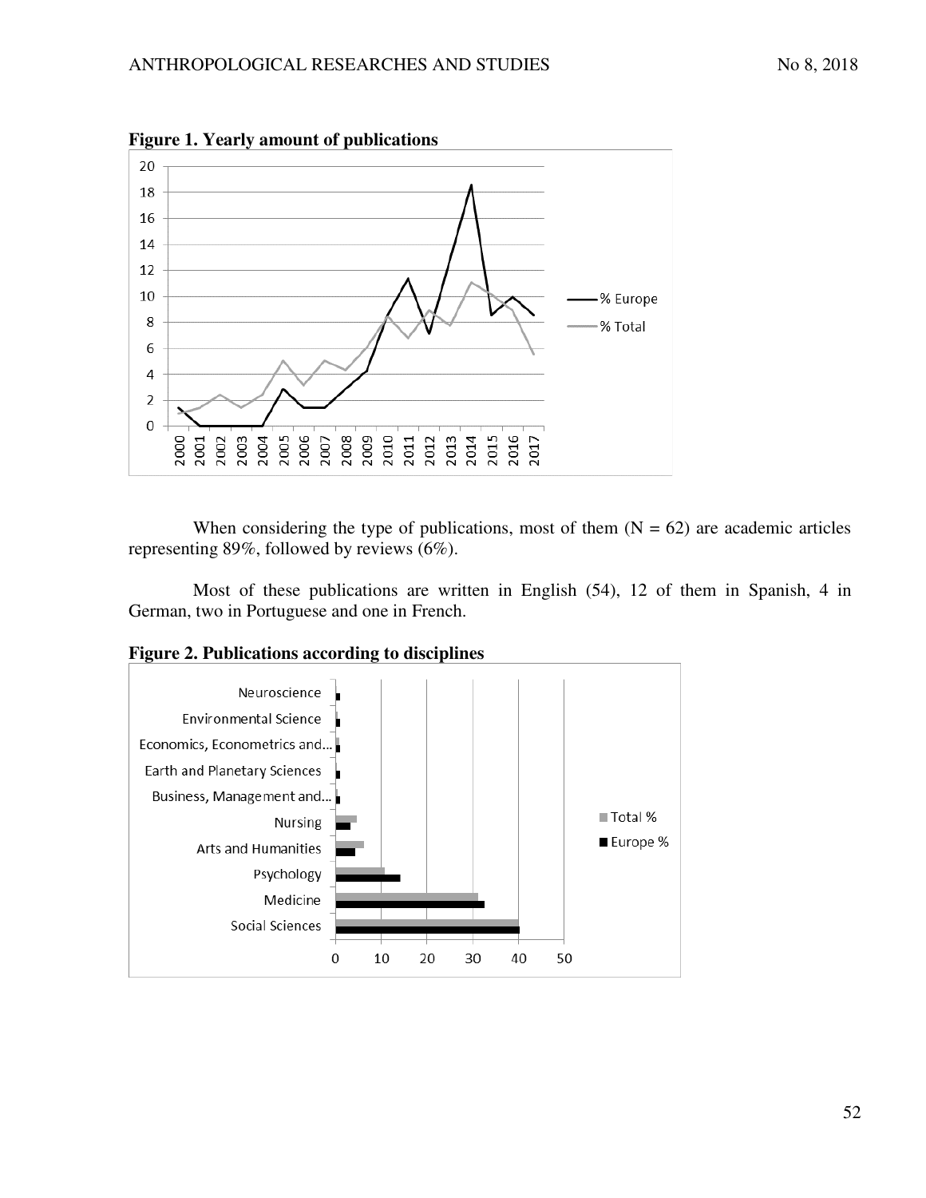**Figure 1. Yearly amount of publications**

When considering the type of publications, most of them (N = 62) are academic articles representing 89%, followed by reviews (6%).

Most of these publications are written in English (54), 12 of them in Spanish, 4 in German, two in Portuguese and one in French.

**Figure 2. Publications according to disciplines**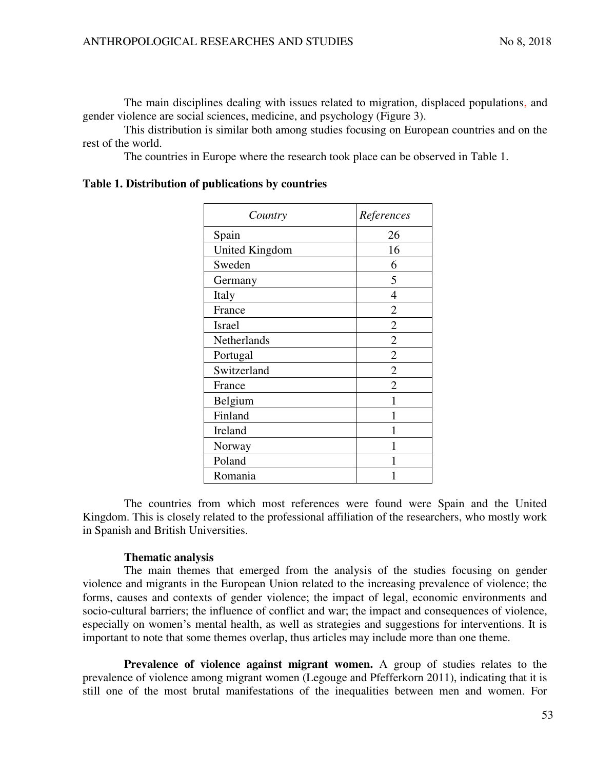The main disciplines dealing with issues related to migration, displaced populations, and gender violence are social sciences, medicine, and psychology (Figure 3).

This distribution is similar both among studies focusing on European countries and on the rest of the world.

The countries in Europe where the research took place can be observed in Table 1.

**Table 1. Distribution of publications by countries**

| *Country* | *References* |
|---|---|
| Spain | 26 |
| United Kingdom | 16 |
| Sweden | 6 |
| Germany | 5 |
| Italy | 4 |
| France | 2 |
| Israel | 2 |
| Netherlands | 2 |
| Portugal | 2 |
| Switzerland | 2 |
| France | 2 |
| Belgium | 1 |
| Finland | 1 |
| Ireland | 1 |
| Norway | 1 |
| Poland | 1 |
| Romania | 1 |

The countries from which most references were found were Spain and the United Kingdom. This is closely related to the professional affiliation of the researchers, who mostly work in Spanish and British Universities.

**Thematic analysis**

The main themes that emerged from the analysis of the studies focusing on gender violence and migrants in the European Union related to the increasing prevalence of violence; the forms, causes and contexts of gender violence; the impact of legal, economic environments and socio-cultural barriers; the influence of conflict and war; the impact and consequences of violence, especially on women's mental health, as well as strategies and suggestions for interventions. It is important to note that some themes overlap, thus articles may include more than one theme.

**Prevalence of violence against migrant women.** A group of studies relates to the prevalence of violence among migrant women (Legouge and Pfefferkorn 2011), indicating that it is still one of the most brutal manifestations of the inequalities between men and women. For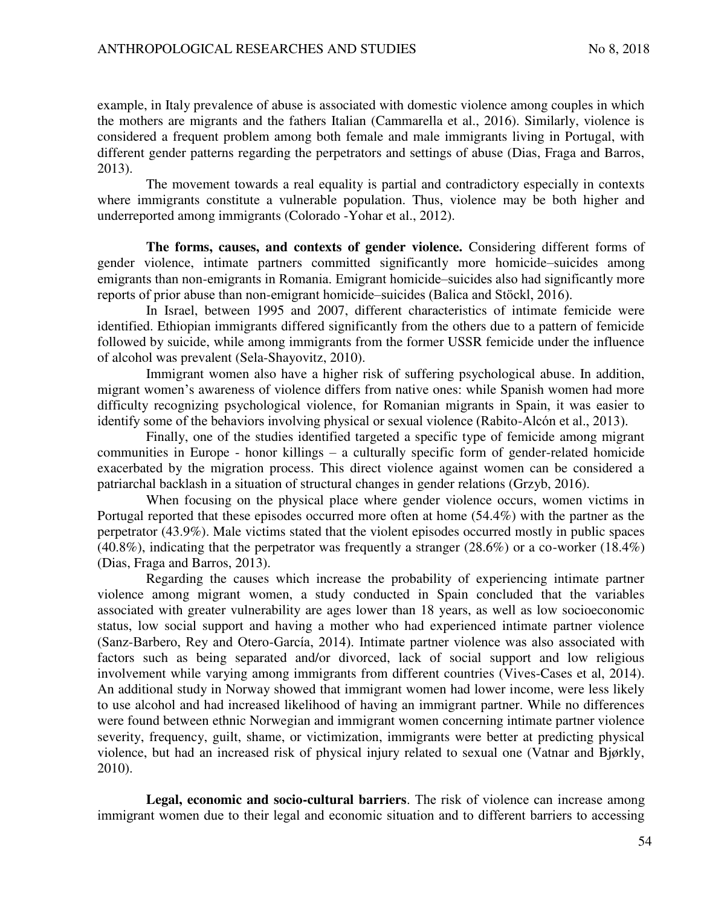example, in Italy prevalence of abuse is associated with domestic violence among couples in which the mothers are migrants and the fathers Italian (Cammarella et al., 2016). Similarly, violence is considered a frequent problem among both female and male immigrants living in Portugal, with different gender patterns regarding the perpetrators and settings of abuse (Dias, Fraga and Barros, 2013).

The movement towards a real equality is partial and contradictory especially in contexts where immigrants constitute a vulnerable population. Thus, violence may be both higher and underreported among immigrants (Colorado -Yohar et al., 2012).

**The forms, causes, and contexts of gender violence.** Considering different forms of gender violence, intimate partners committed significantly more homicide–suicides among emigrants than non-emigrants in Romania. Emigrant homicide–suicides also had significantly more reports of prior abuse than non-emigrant homicide–suicides (Balica and Stöckl, 2016).

In Israel, between 1995 and 2007, different characteristics of intimate femicide were identified. Ethiopian immigrants differed significantly from the others due to a pattern of femicide followed by suicide, while among immigrants from the former USSR femicide under the influence of alcohol was prevalent (Sela-Shayovitz, 2010).

Immigrant women also have a higher risk of suffering psychological abuse. In addition, migrant women's awareness of violence differs from native ones: while Spanish women had more difficulty recognizing psychological violence, for Romanian migrants in Spain, it was easier to identify some of the behaviors involving physical or sexual violence (Rabito-Alcón et al., 2013).

Finally, one of the studies identified targeted a specific type of femicide among migrant communities in Europe - honor killings – a culturally specific form of gender-related homicide exacerbated by the migration process. This direct violence against women can be considered a patriarchal backlash in a situation of structural changes in gender relations (Grzyb, 2016).

When focusing on the physical place where gender violence occurs, women victims in Portugal reported that these episodes occurred more often at home (54.4%) with the partner as the perpetrator (43.9%). Male victims stated that the violent episodes occurred mostly in public spaces (40.8%), indicating that the perpetrator was frequently a stranger (28.6%) or a co-worker (18.4%) (Dias, Fraga and Barros, 2013).

Regarding the causes which increase the probability of experiencing intimate partner violence among migrant women, a study conducted in Spain concluded that the variables associated with greater vulnerability are ages lower than 18 years, as well as low socioeconomic status, low social support and having a mother who had experienced intimate partner violence (Sanz-Barbero, Rey and Otero-García, 2014). Intimate partner violence was also associated with factors such as being separated and/or divorced, lack of social support and low religious involvement while varying among immigrants from different countries (Vives-Cases et al, 2014). An additional study in Norway showed that immigrant women had lower income, were less likely to use alcohol and had increased likelihood of having an immigrant partner. While no differences were found between ethnic Norwegian and immigrant women concerning intimate partner violence severity, frequency, guilt, shame, or victimization, immigrants were better at predicting physical violence, but had an increased risk of physical injury related to sexual one (Vatnar and Bjørkly, 2010).

**Legal, economic and socio-cultural barriers**. The risk of violence can increase among immigrant women due to their legal and economic situation and to different barriers to accessing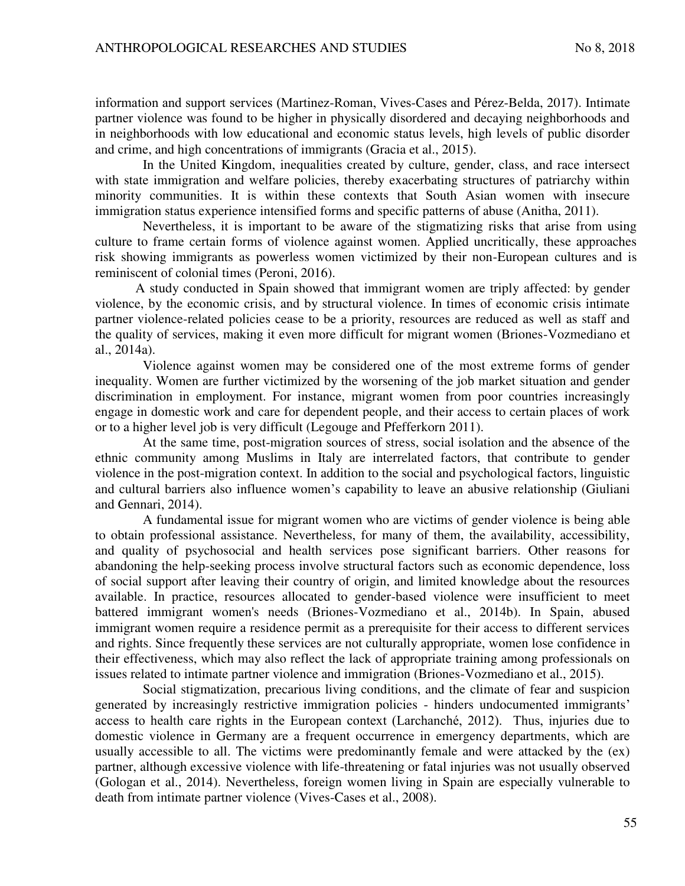information and support services (Martinez-Roman, Vives-Cases and Pérez-Belda, 2017). Intimate partner violence was found to be higher in physically disordered and decaying neighborhoods and in neighborhoods with low educational and economic status levels, high levels of public disorder and crime, and high concentrations of immigrants (Gracia et al., 2015).

In the United Kingdom, inequalities created by culture, gender, class, and race intersect with state immigration and welfare policies, thereby exacerbating structures of patriarchy within minority communities. It is within these contexts that South Asian women with insecure immigration status experience intensified forms and specific patterns of abuse (Anitha, 2011).

Nevertheless, it is important to be aware of the stigmatizing risks that arise from using culture to frame certain forms of violence against women. Applied uncritically, these approaches risk showing immigrants as powerless women victimized by their non-European cultures and is reminiscent of colonial times (Peroni, 2016).

A study conducted in Spain showed that immigrant women are triply affected: by gender violence, by the economic crisis, and by structural violence. In times of economic crisis intimate partner violence-related policies cease to be a priority, resources are reduced as well as staff and the quality of services, making it even more difficult for migrant women (Briones-Vozmediano et al., 2014a).

Violence against women may be considered one of the most extreme forms of gender inequality. Women are further victimized by the worsening of the job market situation and gender discrimination in employment. For instance, migrant women from poor countries increasingly engage in domestic work and care for dependent people, and their access to certain places of work or to a higher level job is very difficult (Legouge and Pfefferkorn 2011).

At the same time, post-migration sources of stress, social isolation and the absence of the ethnic community among Muslims in Italy are interrelated factors, that contribute to gender violence in the post-migration context. In addition to the social and psychological factors, linguistic and cultural barriers also influence women's capability to leave an abusive relationship (Giuliani and Gennari, 2014).

A fundamental issue for migrant women who are victims of gender violence is being able to obtain professional assistance. Nevertheless, for many of them, the availability, accessibility, and quality of psychosocial and health services pose significant barriers. Other reasons for abandoning the help-seeking process involve structural factors such as economic dependence, loss of social support after leaving their country of origin, and limited knowledge about the resources available. In practice, resources allocated to gender-based violence were insufficient to meet battered immigrant women's needs (Briones-Vozmediano et al., 2014b). In Spain, abused immigrant women require a residence permit as a prerequisite for their access to different services and rights. Since frequently these services are not culturally appropriate, women lose confidence in their effectiveness, which may also reflect the lack of appropriate training among professionals on issues related to intimate partner violence and immigration (Briones-Vozmediano et al., 2015).

Social stigmatization, precarious living conditions, and the climate of fear and suspicion generated by increasingly restrictive immigration policies - hinders undocumented immigrants' access to health care rights in the European context (Larchanché, 2012). Thus, injuries due to domestic violence in Germany are a frequent occurrence in emergency departments, which are usually accessible to all. The victims were predominantly female and were attacked by the (ex) partner, although excessive violence with life-threatening or fatal injuries was not usually observed (Gologan et al., 2014). Nevertheless, foreign women living in Spain are especially vulnerable to death from intimate partner violence (Vives-Cases et al., 2008).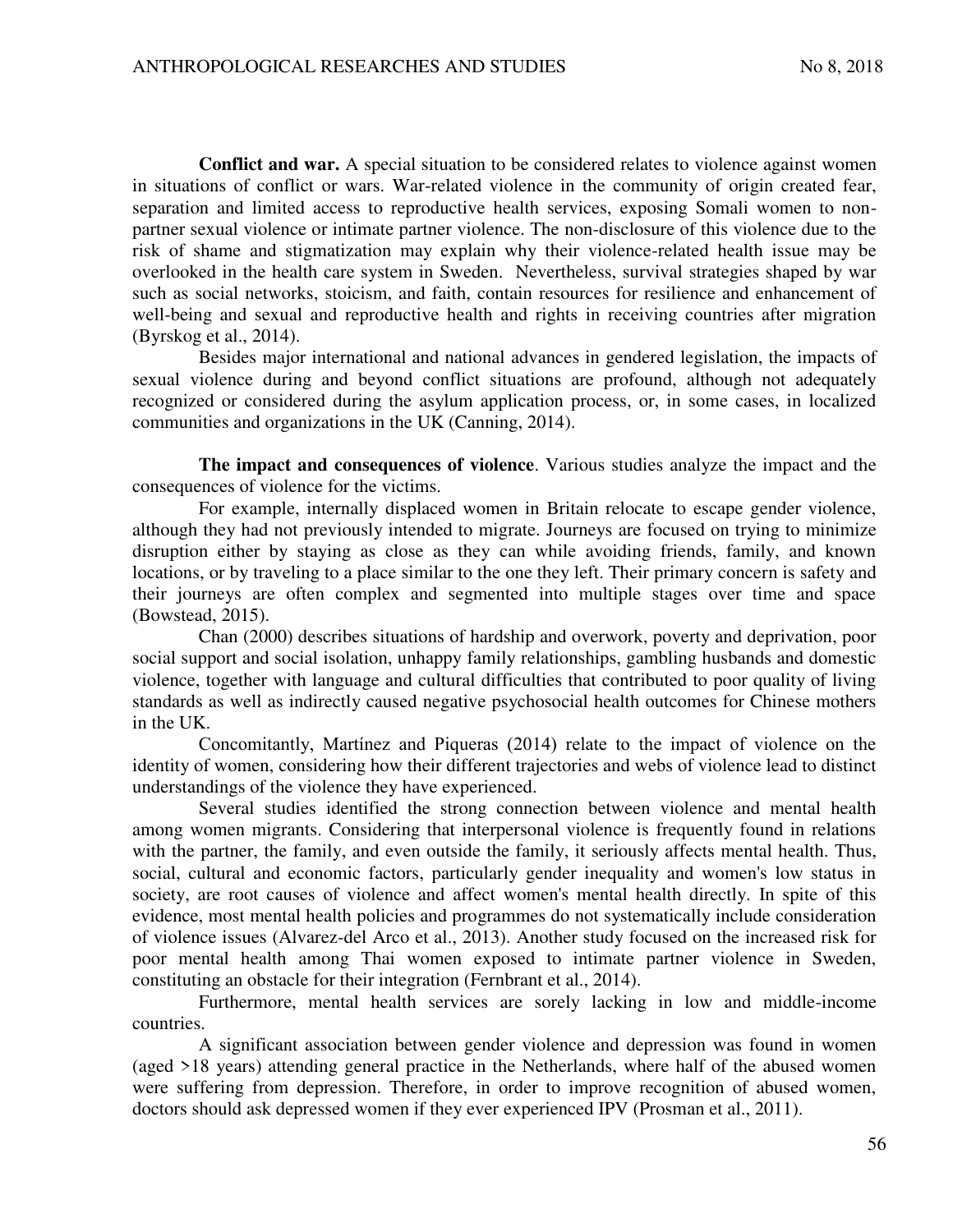**Conflict and war.** A special situation to be considered relates to violence against women in situations of conflict or wars. War-related violence in the community of origin created fear, separation and limited access to reproductive health services, exposing Somali women to non-partner sexual violence or intimate partner violence. The non-disclosure of this violence due to the risk of shame and stigmatization may explain why their violence-related health issue may be overlooked in the health care system in Sweden. Nevertheless, survival strategies shaped by war such as social networks, stoicism, and faith, contain resources for resilience and enhancement of well-being and sexual and reproductive health and rights in receiving countries after migration (Byrskog et al., 2014).

Besides major international and national advances in gendered legislation, the impacts of sexual violence during and beyond conflict situations are profound, although not adequately recognized or considered during the asylum application process, or, in some cases, in localized communities and organizations in the UK (Canning, 2014).

**The impact and consequences of violence**. Various studies analyze the impact and the consequences of violence for the victims.

For example, internally displaced women in Britain relocate to escape gender violence, although they had not previously intended to migrate. Journeys are focused on trying to minimize disruption either by staying as close as they can while avoiding friends, family, and known locations, or by traveling to a place similar to the one they left. Their primary concern is safety and their journeys are often complex and segmented into multiple stages over time and space (Bowstead, 2015).

Chan (2000) describes situations of hardship and overwork, poverty and deprivation, poor social support and social isolation, unhappy family relationships, gambling husbands and domestic violence, together with language and cultural difficulties that contributed to poor quality of living standards as well as indirectly caused negative psychosocial health outcomes for Chinese mothers in the UK.

Concomitantly, Martínez and Piqueras (2014) relate to the impact of violence on the identity of women, considering how their different trajectories and webs of violence lead to distinct understandings of the violence they have experienced.

Several studies identified the strong connection between violence and mental health among women migrants. Considering that interpersonal violence is frequently found in relations with the partner, the family, and even outside the family, it seriously affects mental health. Thus, social, cultural and economic factors, particularly gender inequality and women's low status in society, are root causes of violence and affect women's mental health directly. In spite of this evidence, most mental health policies and programmes do not systematically include consideration of violence issues (Alvarez-del Arco et al., 2013). Another study focused on the increased risk for poor mental health among Thai women exposed to intimate partner violence in Sweden, constituting an obstacle for their integration (Fernbrant et al., 2014).

Furthermore, mental health services are sorely lacking in low and middle-income countries.

A significant association between gender violence and depression was found in women (aged >18 years) attending general practice in the Netherlands, where half of the abused women were suffering from depression. Therefore, in order to improve recognition of abused women, doctors should ask depressed women if they ever experienced IPV (Prosman et al., 2011).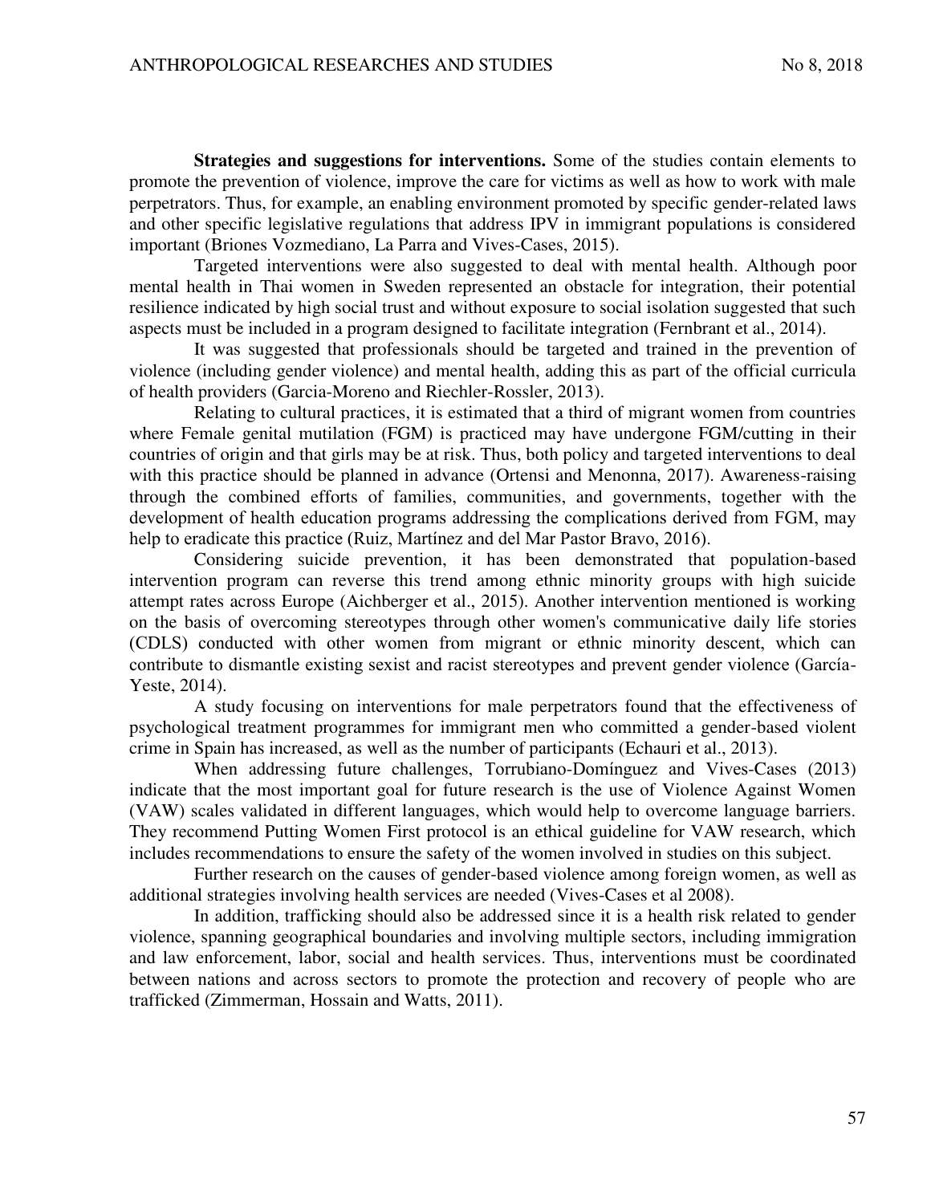**Strategies and suggestions for interventions.** Some of the studies contain elements to promote the prevention of violence, improve the care for victims as well as how to work with male perpetrators. Thus, for example, an enabling environment promoted by specific gender-related laws and other specific legislative regulations that address IPV in immigrant populations is considered important (Briones Vozmediano, La Parra and Vives-Cases, 2015).

Targeted interventions were also suggested to deal with mental health. Although poor mental health in Thai women in Sweden represented an obstacle for integration, their potential resilience indicated by high social trust and without exposure to social isolation suggested that such aspects must be included in a program designed to facilitate integration (Fernbrant et al., 2014).

It was suggested that professionals should be targeted and trained in the prevention of violence (including gender violence) and mental health, adding this as part of the official curricula of health providers (Garcia-Moreno and Riechler-Rossler, 2013).

Relating to cultural practices, it is estimated that a third of migrant women from countries where Female genital mutilation (FGM) is practiced may have undergone FGM/cutting in their countries of origin and that girls may be at risk. Thus, both policy and targeted interventions to deal with this practice should be planned in advance (Ortensi and Menonna, 2017). Awareness-raising through the combined efforts of families, communities, and governments, together with the development of health education programs addressing the complications derived from FGM, may help to eradicate this practice (Ruiz, Martínez and del Mar Pastor Bravo, 2016).

Considering suicide prevention, it has been demonstrated that population-based intervention program can reverse this trend among ethnic minority groups with high suicide attempt rates across Europe (Aichberger et al., 2015). Another intervention mentioned is working on the basis of overcoming stereotypes through other women's communicative daily life stories (CDLS) conducted with other women from migrant or ethnic minority descent, which can contribute to dismantle existing sexist and racist stereotypes and prevent gender violence (García-Yeste, 2014).

A study focusing on interventions for male perpetrators found that the effectiveness of psychological treatment programmes for immigrant men who committed a gender-based violent crime in Spain has increased, as well as the number of participants (Echauri et al., 2013).

When addressing future challenges, Torrubiano-Domínguez and Vives-Cases (2013) indicate that the most important goal for future research is the use of Violence Against Women (VAW) scales validated in different languages, which would help to overcome language barriers. They recommend Putting Women First protocol is an ethical guideline for VAW research, which includes recommendations to ensure the safety of the women involved in studies on this subject.

Further research on the causes of gender-based violence among foreign women, as well as additional strategies involving health services are needed (Vives-Cases et al 2008).

In addition, trafficking should also be addressed since it is a health risk related to gender violence, spanning geographical boundaries and involving multiple sectors, including immigration and law enforcement, labor, social and health services. Thus, interventions must be coordinated between nations and across sectors to promote the protection and recovery of people who are trafficked (Zimmerman, Hossain and Watts, 2011).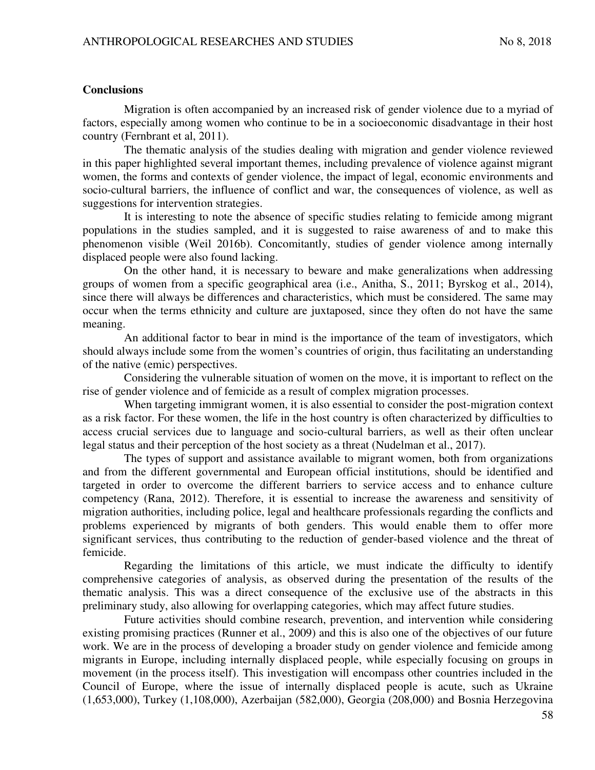## Conclusions

Migration is often accompanied by an increased risk of gender violence due to a myriad of factors, especially among women who continue to be in a socioeconomic disadvantage in their host country (Fernbrant et al, 2011).

The thematic analysis of the studies dealing with migration and gender violence reviewed in this paper highlighted several important themes, including prevalence of violence against migrant women, the forms and contexts of gender violence, the impact of legal, economic environments and socio-cultural barriers, the influence of conflict and war, the consequences of violence, as well as suggestions for intervention strategies.

It is interesting to note the absence of specific studies relating to femicide among migrant populations in the studies sampled, and it is suggested to raise awareness of and to make this phenomenon visible (Weil 2016b). Concomitantly, studies of gender violence among internally displaced people were also found lacking.

On the other hand, it is necessary to beware and make generalizations when addressing groups of women from a specific geographical area (i.e., Anitha, S., 2011; Byrskog et al., 2014), since there will always be differences and characteristics, which must be considered. The same may occur when the terms ethnicity and culture are juxtaposed, since they often do not have the same meaning.

An additional factor to bear in mind is the importance of the team of investigators, which should always include some from the women's countries of origin, thus facilitating an understanding of the native (emic) perspectives.

Considering the vulnerable situation of women on the move, it is important to reflect on the rise of gender violence and of femicide as a result of complex migration processes.

When targeting immigrant women, it is also essential to consider the post-migration context as a risk factor. For these women, the life in the host country is often characterized by difficulties to access crucial services due to language and socio-cultural barriers, as well as their often unclear legal status and their perception of the host society as a threat (Nudelman et al., 2017).

The types of support and assistance available to migrant women, both from organizations and from the different governmental and European official institutions, should be identified and targeted in order to overcome the different barriers to service access and to enhance culture competency (Rana, 2012). Therefore, it is essential to increase the awareness and sensitivity of migration authorities, including police, legal and healthcare professionals regarding the conflicts and problems experienced by migrants of both genders. This would enable them to offer more significant services, thus contributing to the reduction of gender-based violence and the threat of femicide.

Regarding the limitations of this article, we must indicate the difficulty to identify comprehensive categories of analysis, as observed during the presentation of the results of the thematic analysis. This was a direct consequence of the exclusive use of the abstracts in this preliminary study, also allowing for overlapping categories, which may affect future studies.

Future activities should combine research, prevention, and intervention while considering existing promising practices (Runner et al., 2009) and this is also one of the objectives of our future work. We are in the process of developing a broader study on gender violence and femicide among migrants in Europe, including internally displaced people, while especially focusing on groups in movement (in the process itself). This investigation will encompass other countries included in the Council of Europe, where the issue of internally displaced people is acute, such as Ukraine (1,653,000), Turkey (1,108,000), Azerbaijan (582,000), Georgia (208,000) and Bosnia Herzegovina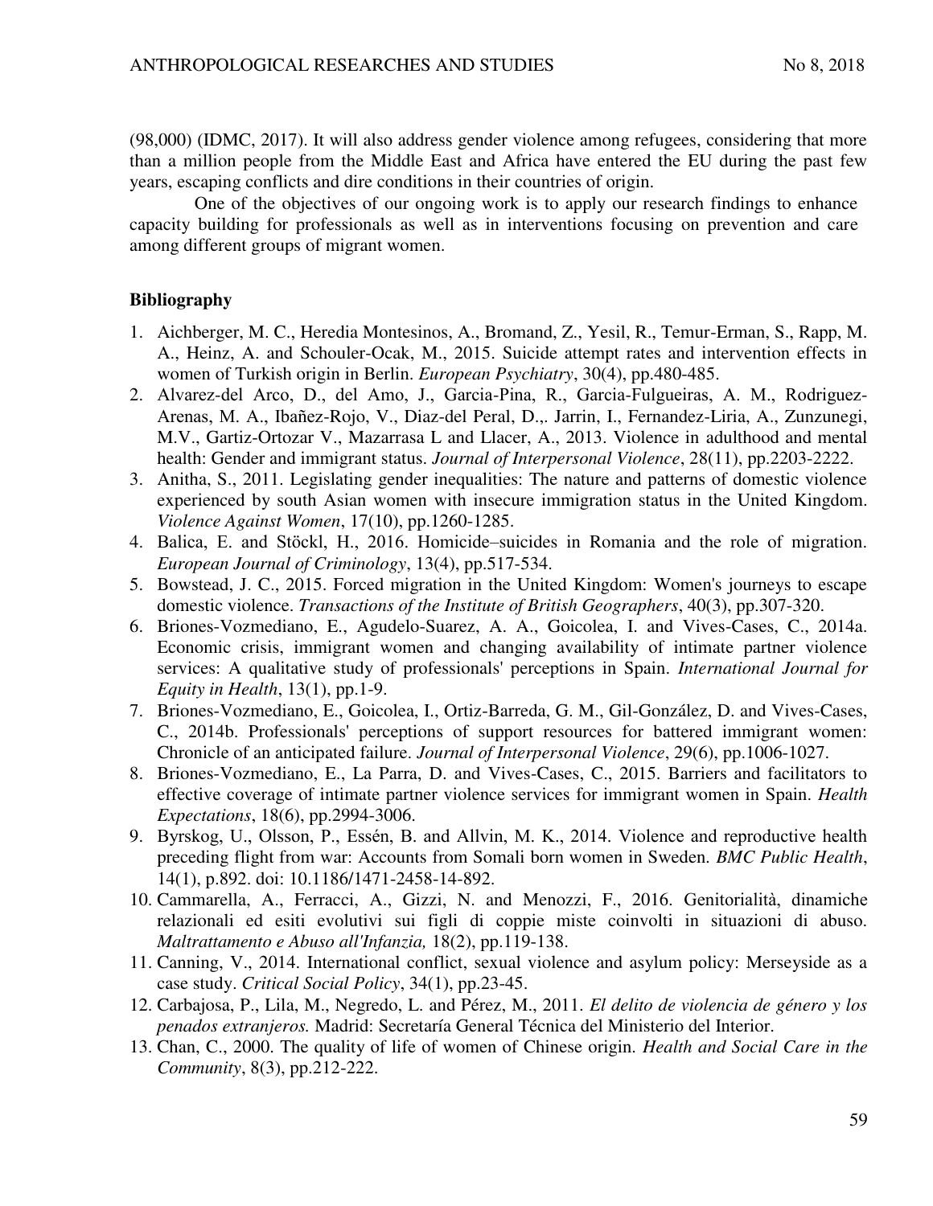(98,000) (IDMC, 2017). It will also address gender violence among refugees, considering that more than a million people from the Middle East and Africa have entered the EU during the past few years, escaping conflicts and dire conditions in their countries of origin.

One of the objectives of our ongoing work is to apply our research findings to enhance capacity building for professionals as well as in interventions focusing on prevention and care among different groups of migrant women.

### Bibliography

1. Aichberger, M. C., Heredia Montesinos, A., Bromand, Z., Yesil, R., Temur-Erman, S., Rapp, M. A., Heinz, A. and Schouler-Ocak, M., 2015. Suicide attempt rates and intervention effects in women of Turkish origin in Berlin. *European Psychiatry*, 30(4), pp.480-485.
2. Alvarez-del Arco, D., del Amo, J., Garcia-Pina, R., Garcia-Fulgueiras, A. M., Rodriguez-Arenas, M. A., Ibañez-Rojo, V., Diaz-del Peral, D.,. Jarrin, I., Fernandez-Liria, A., Zunzunegi, M.V., Gartiz-Ortozar V., Mazarrasa L and Llacer, A., 2013. Violence in adulthood and mental health: Gender and immigrant status. *Journal of Interpersonal Violence*, 28(11), pp.2203-2222.
3. Anitha, S., 2011. Legislating gender inequalities: The nature and patterns of domestic violence experienced by south Asian women with insecure immigration status in the United Kingdom. *Violence Against Women*, 17(10), pp.1260-1285.
4. Balica, E. and Stöckl, H., 2016. Homicide–suicides in Romania and the role of migration. *European Journal of Criminology*, 13(4), pp.517-534.
5. Bowstead, J. C., 2015. Forced migration in the United Kingdom: Women's journeys to escape domestic violence. *Transactions of the Institute of British Geographers*, 40(3), pp.307-320.
6. Briones-Vozmediano, E., Agudelo-Suarez, A. A., Goicolea, I. and Vives-Cases, C., 2014a. Economic crisis, immigrant women and changing availability of intimate partner violence services: A qualitative study of professionals' perceptions in Spain. *International Journal for Equity in Health*, 13(1), pp.1-9.
7. Briones-Vozmediano, E., Goicolea, I., Ortiz-Barreda, G. M., Gil-González, D. and Vives-Cases, C., 2014b. Professionals' perceptions of support resources for battered immigrant women: Chronicle of an anticipated failure. *Journal of Interpersonal Violence*, 29(6), pp.1006-1027.
8. Briones-Vozmediano, E., La Parra, D. and Vives-Cases, C., 2015. Barriers and facilitators to effective coverage of intimate partner violence services for immigrant women in Spain. *Health Expectations*, 18(6), pp.2994-3006.
9. Byrskog, U., Olsson, P., Essén, B. and Allvin, M. K., 2014. Violence and reproductive health preceding flight from war: Accounts from Somali born women in Sweden. *BMC Public Health*, 14(1), p.892. doi: 10.1186/1471-2458-14-892.
10. Cammarella, A., Ferracci, A., Gizzi, N. and Menozzi, F., 2016. Genitorialità, dinamiche relazionali ed esiti evolutivi sui figli di coppie miste coinvolti in situazioni di abuso. *Maltrattamento e Abuso all'Infanzia,* 18(2), pp.119-138.
11. Canning, V., 2014. International conflict, sexual violence and asylum policy: Merseyside as a case study. *Critical Social Policy*, 34(1), pp.23-45.
12. Carbajosa, P., Lila, M., Negredo, L. and Pérez, M., 2011. *El delito de violencia de género y los penados extranjeros.* Madrid: Secretaría General Técnica del Ministerio del Interior.
13. Chan, C., 2000. The quality of life of women of Chinese origin. *Health and Social Care in the Community*, 8(3), pp.212-222.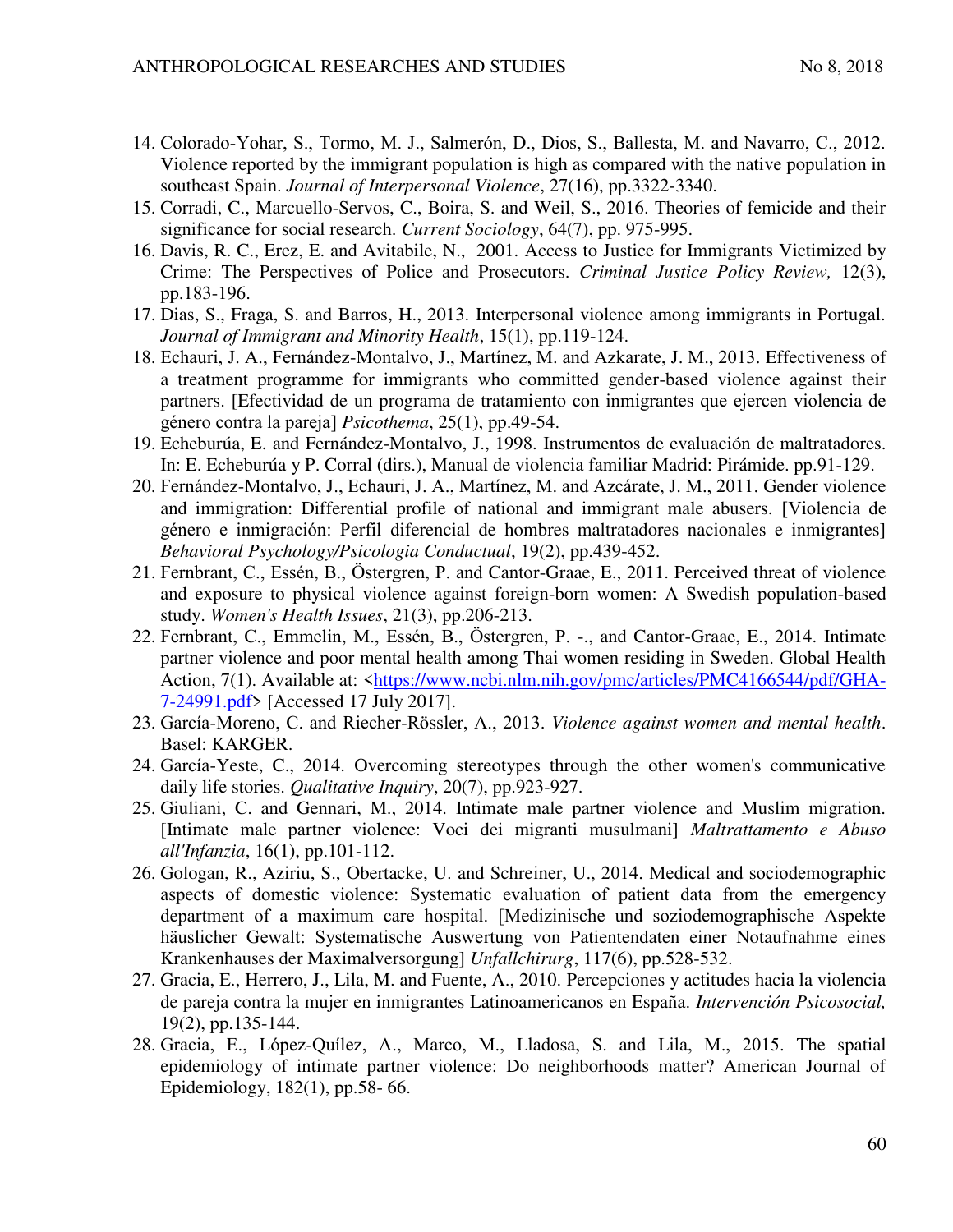14. Colorado-Yohar, S., Tormo, M. J., Salmerón, D., Dios, S., Ballesta, M. and Navarro, C., 2012. Violence reported by the immigrant population is high as compared with the native population in southeast Spain. *Journal of Interpersonal Violence*, 27(16), pp.3322-3340.
15. Corradi, C., Marcuello-Servos, C., Boira, S. and Weil, S., 2016. Theories of femicide and their significance for social research. *Current Sociology*, 64(7), pp. 975-995.
16. Davis, R. C., Erez, E. and Avitabile, N., 2001. Access to Justice for Immigrants Victimized by Crime: The Perspectives of Police and Prosecutors. *Criminal Justice Policy Review,* 12(3), pp.183-196.
17. Dias, S., Fraga, S. and Barros, H., 2013. Interpersonal violence among immigrants in Portugal. *Journal of Immigrant and Minority Health*, 15(1), pp.119-124.
18. Echauri, J. A., Fernández-Montalvo, J., Martínez, M. and Azkarate, J. M., 2013. Effectiveness of a treatment programme for immigrants who committed gender-based violence against their partners. [Efectividad de un programa de tratamiento con inmigrantes que ejercen violencia de género contra la pareja] *Psicothema*, 25(1), pp.49-54.
19. Echeburúa, E. and Fernández-Montalvo, J., 1998. Instrumentos de evaluación de maltratadores. In: E. Echeburúa y P. Corral (dirs.), Manual de violencia familiar Madrid: Pirámide. pp.91-129.
20. Fernández-Montalvo, J., Echauri, J. A., Martínez, M. and Azcárate, J. M., 2011. Gender violence and immigration: Differential profile of national and immigrant male abusers. [Violencia de género e inmigración: Perfil diferencial de hombres maltratadores nacionales e inmigrantes] *Behavioral Psychology/Psicologia Conductual*, 19(2), pp.439-452.
21. Fernbrant, C., Essén, B., Östergren, P. and Cantor-Graae, E., 2011. Perceived threat of violence and exposure to physical violence against foreign-born women: A Swedish population-based study. *Women's Health Issues*, 21(3), pp.206-213.
22. Fernbrant, C., Emmelin, M., Essén, B., Östergren, P. -., and Cantor-Graae, E., 2014. Intimate partner violence and poor mental health among Thai women residing in Sweden. Global Health Action, 7(1). Available at: <https://www.ncbi.nlm.nih.gov/pmc/articles/PMC4166544/pdf/GHA-7-24991.pdf> [Accessed 17 July 2017].
23. García-Moreno, C. and Riecher-Rössler, A., 2013. *Violence against women and mental health*. Basel: KARGER.
24. García-Yeste, C., 2014. Overcoming stereotypes through the other women's communicative daily life stories. *Qualitative Inquiry*, 20(7), pp.923-927.
25. Giuliani, C. and Gennari, M., 2014. Intimate male partner violence and Muslim migration. [Intimate male partner violence: Voci dei migranti musulmani] *Maltrattamento e Abuso all'Infanzia*, 16(1), pp.101-112.
26. Gologan, R., Aziriu, S., Obertacke, U. and Schreiner, U., 2014. Medical and sociodemographic aspects of domestic violence: Systematic evaluation of patient data from the emergency department of a maximum care hospital. [Medizinische und soziodemographische Aspekte häuslicher Gewalt: Systematische Auswertung von Patientendaten einer Notaufnahme eines Krankenhauses der Maximalversorgung] *Unfallchirurg*, 117(6), pp.528-532.
27. Gracia, E., Herrero, J., Lila, M. and Fuente, A., 2010. Percepciones y actitudes hacia la violencia de pareja contra la mujer en inmigrantes Latinoamericanos en España. *Intervención Psicosocial,* 19(2), pp.135-144.
28. Gracia, E., López-Quílez, A., Marco, M., Lladosa, S. and Lila, M., 2015. The spatial epidemiology of intimate partner violence: Do neighborhoods matter? American Journal of Epidemiology, 182(1), pp.58- 66.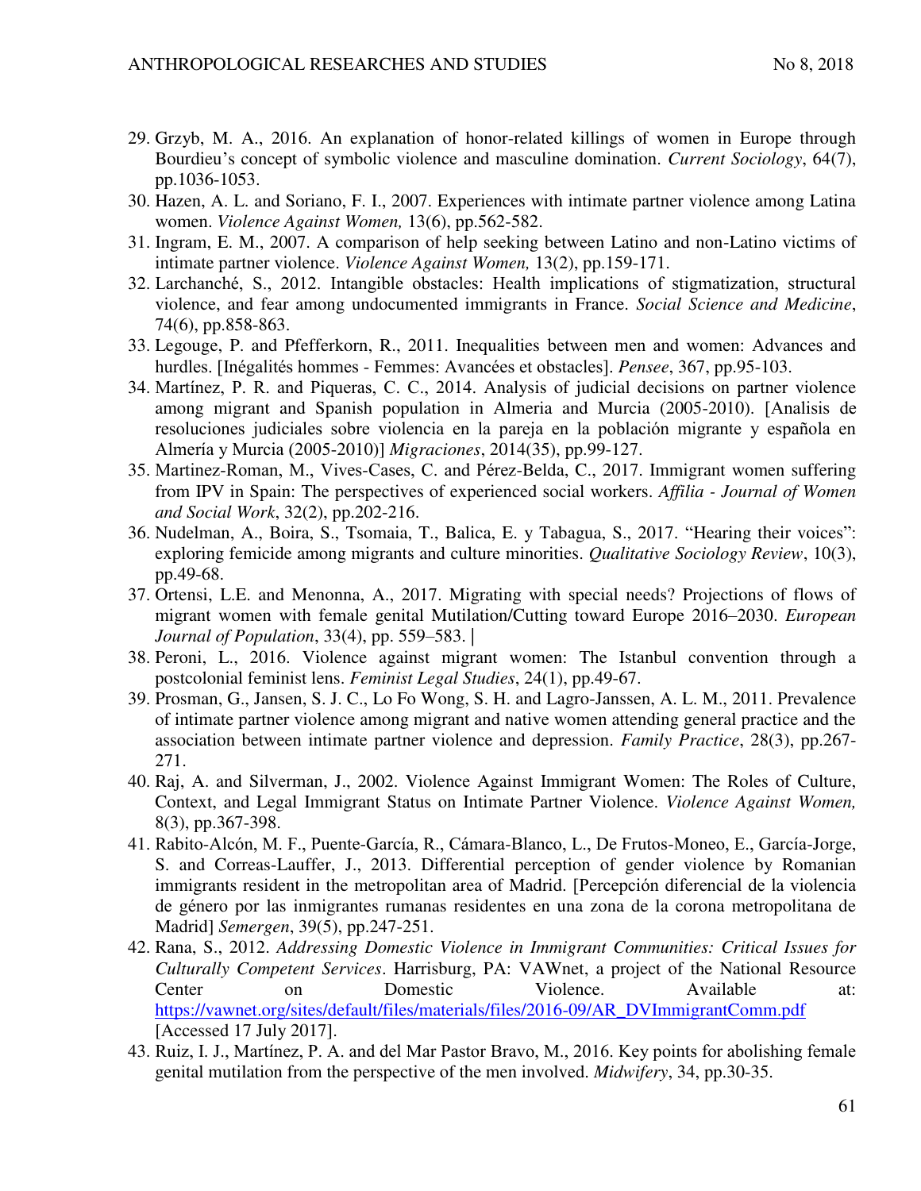29. Grzyb, M. A., 2016. An explanation of honor-related killings of women in Europe through Bourdieu's concept of symbolic violence and masculine domination. *Current Sociology*, 64(7), pp.1036-1053.
30. Hazen, A. L. and Soriano, F. I., 2007. Experiences with intimate partner violence among Latina women. *Violence Against Women,* 13(6), pp.562-582.
31. Ingram, E. M., 2007. A comparison of help seeking between Latino and non-Latino victims of intimate partner violence. *Violence Against Women,* 13(2), pp.159-171.
32. Larchanché, S., 2012. Intangible obstacles: Health implications of stigmatization, structural violence, and fear among undocumented immigrants in France. *Social Science and Medicine*, 74(6), pp.858-863.
33. Legouge, P. and Pfefferkorn, R., 2011. Inequalities between men and women: Advances and hurdles. [Inégalités hommes - Femmes: Avancées et obstacles]. *Pensee*, 367, pp.95-103.
34. Martínez, P. R. and Piqueras, C. C., 2014. Analysis of judicial decisions on partner violence among migrant and Spanish population in Almeria and Murcia (2005-2010). [Analisis de resoluciones judiciales sobre violencia en la pareja en la población migrante y española en Almería y Murcia (2005-2010)] *Migraciones*, 2014(35), pp.99-127.
35. Martinez-Roman, M., Vives-Cases, C. and Pérez-Belda, C., 2017. Immigrant women suffering from IPV in Spain: The perspectives of experienced social workers. *Affilia - Journal of Women and Social Work*, 32(2), pp.202-216.
36. Nudelman, A., Boira, S., Tsomaia, T., Balica, E. y Tabagua, S., 2017. "Hearing their voices": exploring femicide among migrants and culture minorities. *Qualitative Sociology Review*, 10(3), pp.49-68.
37. Ortensi, L.E. and Menonna, A., 2017. Migrating with special needs? Projections of flows of migrant women with female genital Mutilation/Cutting toward Europe 2016–2030. *European Journal of Population*, 33(4), pp. 559–583.
38. Peroni, L., 2016. Violence against migrant women: The Istanbul convention through a postcolonial feminist lens. *Feminist Legal Studies*, 24(1), pp.49-67.
39. Prosman, G., Jansen, S. J. C., Lo Fo Wong, S. H. and Lagro-Janssen, A. L. M., 2011. Prevalence of intimate partner violence among migrant and native women attending general practice and the association between intimate partner violence and depression. *Family Practice*, 28(3), pp.267-271.
40. Raj, A. and Silverman, J., 2002. Violence Against Immigrant Women: The Roles of Culture, Context, and Legal Immigrant Status on Intimate Partner Violence. *Violence Against Women,* 8(3), pp.367-398.
41. Rabito-Alcón, M. F., Puente-García, R., Cámara-Blanco, L., De Frutos-Moneo, E., García-Jorge, S. and Correas-Lauffer, J., 2013. Differential perception of gender violence by Romanian immigrants resident in the metropolitan area of Madrid. [Percepción diferencial de la violencia de género por las inmigrantes rumanas residentes en una zona de la corona metropolitana de Madrid] *Semergen*, 39(5), pp.247-251.
42. Rana, S., 2012. *Addressing Domestic Violence in Immigrant Communities: Critical Issues for Culturally Competent Services*. Harrisburg, PA: VAWnet, a project of the National Resource Center on Domestic Violence. Available at: https://vawnet.org/sites/default/files/materials/files/2016-09/AR_DVImmigrantComm.pdf [Accessed 17 July 2017].
43. Ruiz, I. J., Martínez, P. A. and del Mar Pastor Bravo, M., 2016. Key points for abolishing female genital mutilation from the perspective of the men involved. *Midwifery*, 34, pp.30-35.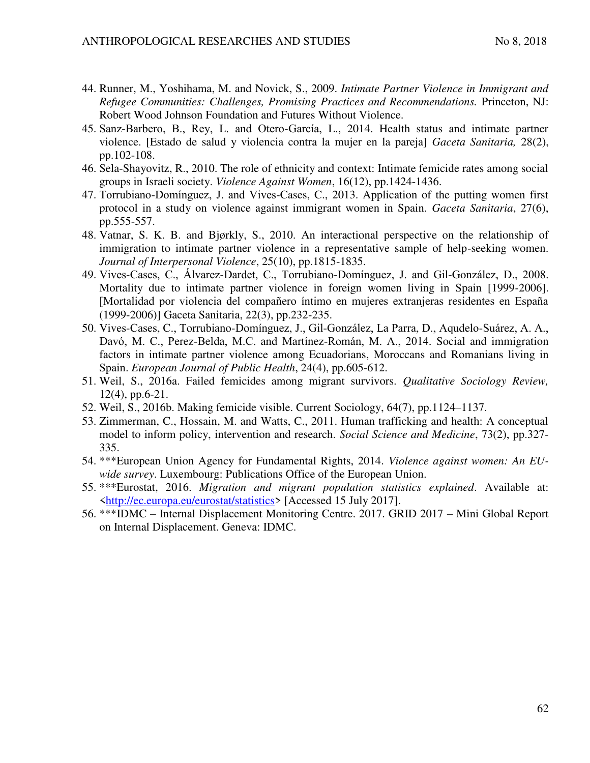44. Runner, M., Yoshihama, M. and Novick, S., 2009. *Intimate Partner Violence in Immigrant and Refugee Communities: Challenges, Promising Practices and Recommendations.* Princeton, NJ: Robert Wood Johnson Foundation and Futures Without Violence.
45. Sanz-Barbero, B., Rey, L. and Otero-García, L., 2014. Health status and intimate partner violence. [Estado de salud y violencia contra la mujer en la pareja] *Gaceta Sanitaria,* 28(2), pp.102-108.
46. Sela-Shayovitz, R., 2010. The role of ethnicity and context: Intimate femicide rates among social groups in Israeli society. *Violence Against Women*, 16(12), pp.1424-1436.
47. Torrubiano-Domínguez, J. and Vives-Cases, C., 2013. Application of the putting women first protocol in a study on violence against immigrant women in Spain. *Gaceta Sanitaria*, 27(6), pp.555-557.
48. Vatnar, S. K. B. and Bjørkly, S., 2010. An interactional perspective on the relationship of immigration to intimate partner violence in a representative sample of help-seeking women. *Journal of Interpersonal Violence*, 25(10), pp.1815-1835.
49. Vives-Cases, C., Álvarez-Dardet, C., Torrubiano-Domínguez, J. and Gil-González, D., 2008. Mortality due to intimate partner violence in foreign women living in Spain [1999-2006]. [Mortalidad por violencia del compañero íntimo en mujeres extranjeras residentes en España (1999-2006)] Gaceta Sanitaria, 22(3), pp.232-235.
50. Vives-Cases, C., Torrubiano-Domínguez, J., Gil-González, La Parra, D., Aqudelo-Suárez, A. A., Davó, M. C., Perez-Belda, M.C. and Martínez-Román, M. A., 2014. Social and immigration factors in intimate partner violence among Ecuadorians, Moroccans and Romanians living in Spain. *European Journal of Public Health*, 24(4), pp.605-612.
51. Weil, S., 2016a. Failed femicides among migrant survivors. *Qualitative Sociology Review,* 12(4), pp.6-21.
52. Weil, S., 2016b. Making femicide visible. Current Sociology, 64(7), pp.1124–1137.
53. Zimmerman, C., Hossain, M. and Watts, C., 2011. Human trafficking and health: A conceptual model to inform policy, intervention and research. *Social Science and Medicine*, 73(2), pp.327-335.
54. ***European Union Agency for Fundamental Rights, 2014. *Violence against women: An EU-wide survey*. Luxembourg: Publications Office of the European Union.
55. ***Eurostat, 2016. *Migration and migrant population statistics explained*. Available at: <http://ec.europa.eu/eurostat/statistics> [Accessed 15 July 2017].
56. ***IDMC – Internal Displacement Monitoring Centre. 2017. GRID 2017 – Mini Global Report on Internal Displacement. Geneva: IDMC.